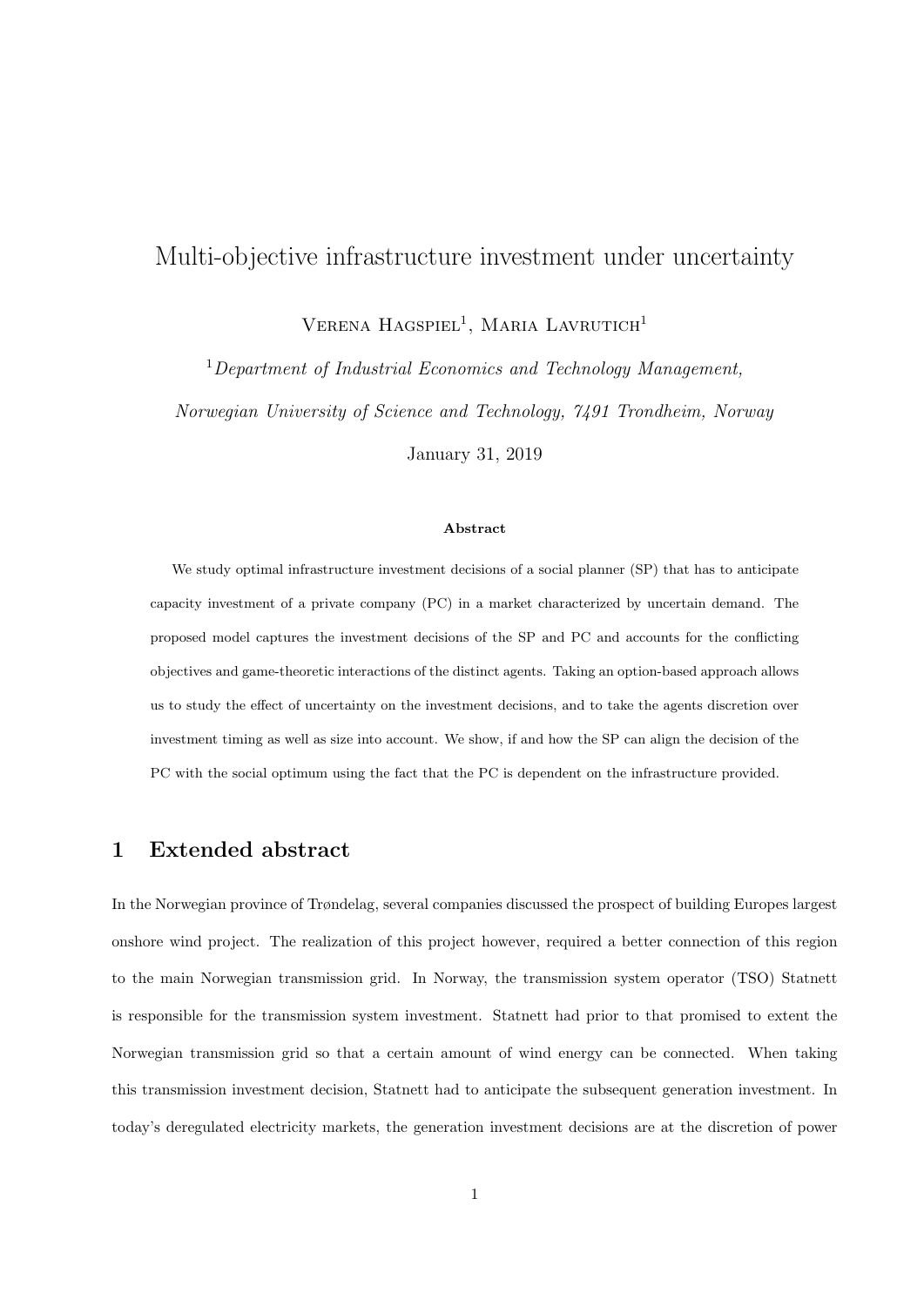# Multi-objective infrastructure investment under uncertainty

Verena Hagspiel[1], Maria Lavrutich[1]

[1]*Department of Industrial Economics and Technology Management, Norwegian University of Science and Technology, 7491 Trondheim, Norway*

January 31, 2019

### Abstract

We study optimal infrastructure investment decisions of a social planner (SP) that has to anticipate capacity investment of a private company (PC) in a market characterized by uncertain demand. The proposed model captures the investment decisions of the SP and PC and accounts for the conflicting objectives and game-theoretic interactions of the distinct agents. Taking an option-based approach allows us to study the effect of uncertainty on the investment decisions, and to take the agents discretion over investment timing as well as size into account. We show, if and how the SP can align the decision of the PC with the social optimum using the fact that the PC is dependent on the infrastructure provided.

## 1 Extended abstract

In the Norwegian province of Trøndelag, several companies discussed the prospect of building Europes largest onshore wind project. The realization of this project however, required a better connection of this region to the main Norwegian transmission grid. In Norway, the transmission system operator (TSO) Statnett is responsible for the transmission system investment. Statnett had prior to that promised to extent the Norwegian transmission grid so that a certain amount of wind energy can be connected. When taking this transmission investment decision, Statnett had to anticipate the subsequent generation investment. In today's deregulated electricity markets, the generation investment decisions are at the discretion of power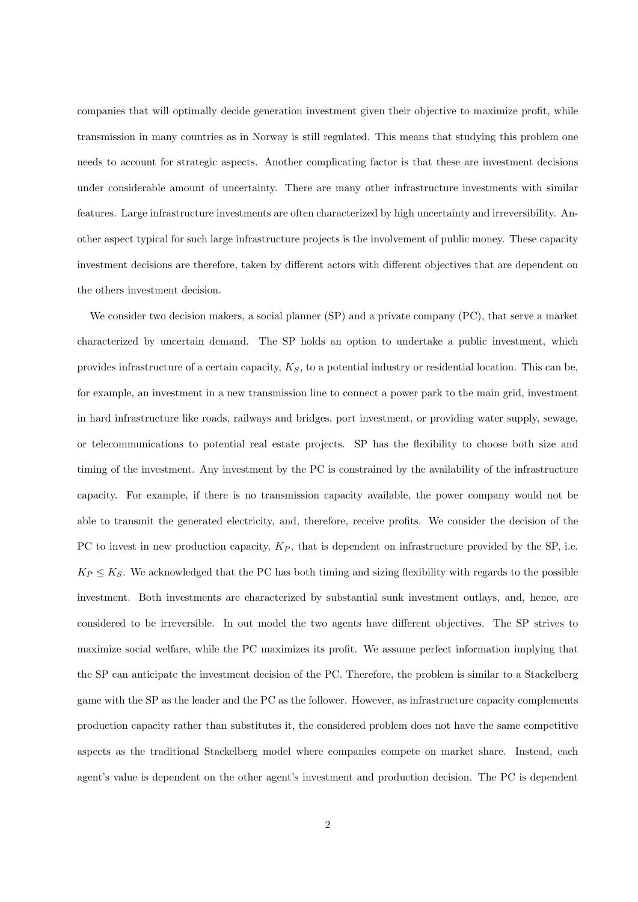companies that will optimally decide generation investment given their objective to maximize profit, while transmission in many countries as in Norway is still regulated. This means that studying this problem one needs to account for strategic aspects. Another complicating factor is that these are investment decisions under considerable amount of uncertainty. There are many other infrastructure investments with similar features. Large infrastructure investments are often characterized by high uncertainty and irreversibility. Another aspect typical for such large infrastructure projects is the involvement of public money. These capacity investment decisions are therefore, taken by different actors with different objectives that are dependent on the others investment decision.

We consider two decision makers, a social planner (SP) and a private company (PC), that serve a market characterized by uncertain demand. The SP holds an option to undertake a public investment, which provides infrastructure of a certain capacity, $K_S$, to a potential industry or residential location. This can be, for example, an investment in a new transmission line to connect a power park to the main grid, investment in hard infrastructure like roads, railways and bridges, port investment, or providing water supply, sewage, or telecommunications to potential real estate projects. SP has the flexibility to choose both size and timing of the investment. Any investment by the PC is constrained by the availability of the infrastructure capacity. For example, if there is no transmission capacity available, the power company would not be able to transmit the generated electricity, and, therefore, receive profits. We consider the decision of the PC to invest in new production capacity, $K_P$, that is dependent on infrastructure provided by the SP, i.e. $K_P \leq K_S$. We acknowledged that the PC has both timing and sizing flexibility with regards to the possible investment. Both investments are characterized by substantial sunk investment outlays, and, hence, are considered to be irreversible. In out model the two agents have different objectives. The SP strives to maximize social welfare, while the PC maximizes its profit. We assume perfect information implying that the SP can anticipate the investment decision of the PC. Therefore, the problem is similar to a Stackelberg game with the SP as the leader and the PC as the follower. However, as infrastructure capacity complements production capacity rather than substitutes it, the considered problem does not have the same competitive aspects as the traditional Stackelberg model where companies compete on market share. Instead, each agent's value is dependent on the other agent's investment and production decision. The PC is dependent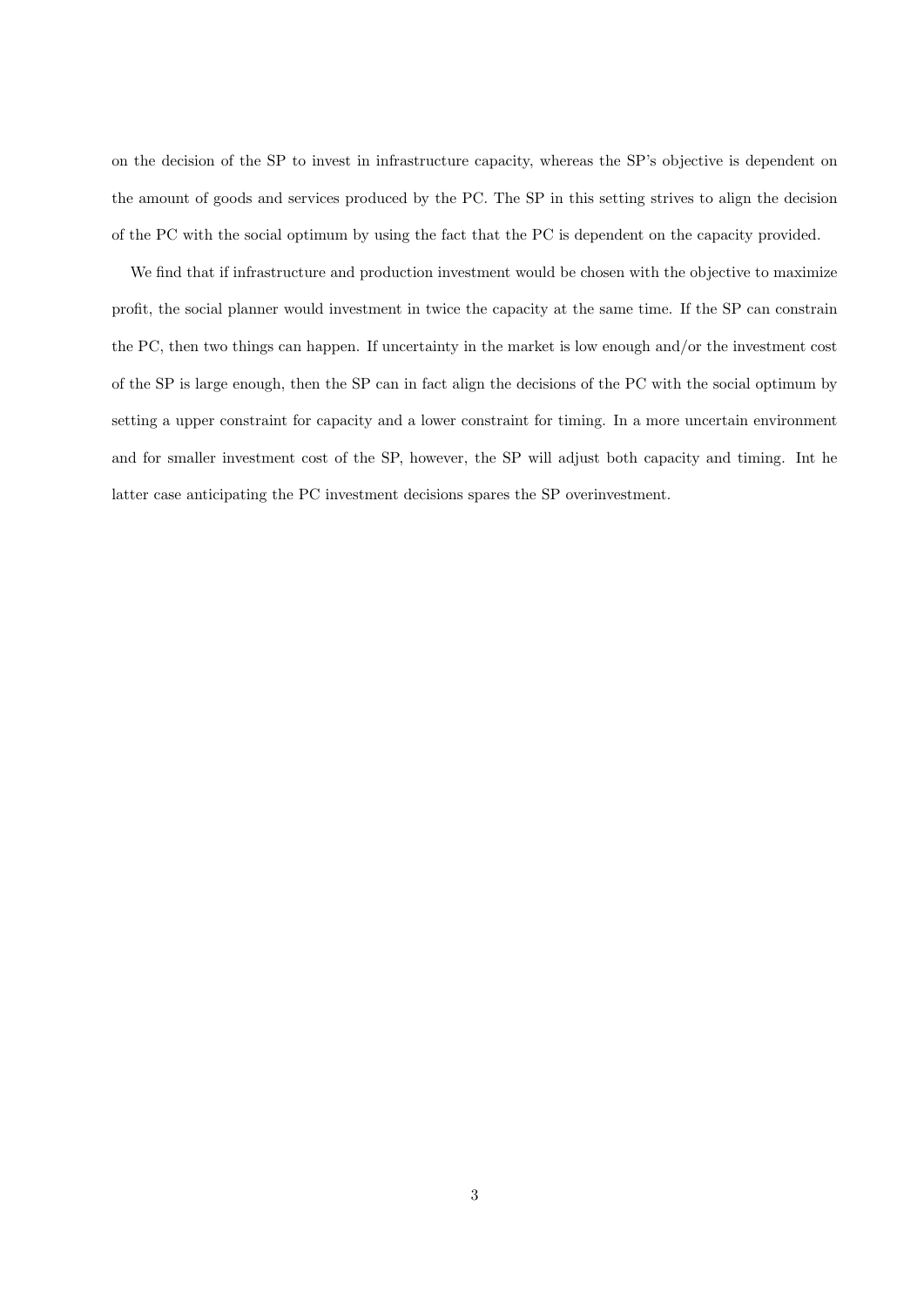on the decision of the SP to invest in infrastructure capacity, whereas the SP's objective is dependent on the amount of goods and services produced by the PC. The SP in this setting strives to align the decision of the PC with the social optimum by using the fact that the PC is dependent on the capacity provided.

We find that if infrastructure and production investment would be chosen with the objective to maximize profit, the social planner would investment in twice the capacity at the same time. If the SP can constrain the PC, then two things can happen. If uncertainty in the market is low enough and/or the investment cost of the SP is large enough, then the SP can in fact align the decisions of the PC with the social optimum by setting a upper constraint for capacity and a lower constraint for timing. In a more uncertain environment and for smaller investment cost of the SP, however, the SP will adjust both capacity and timing. Int he latter case anticipating the PC investment decisions spares the SP overinvestment.